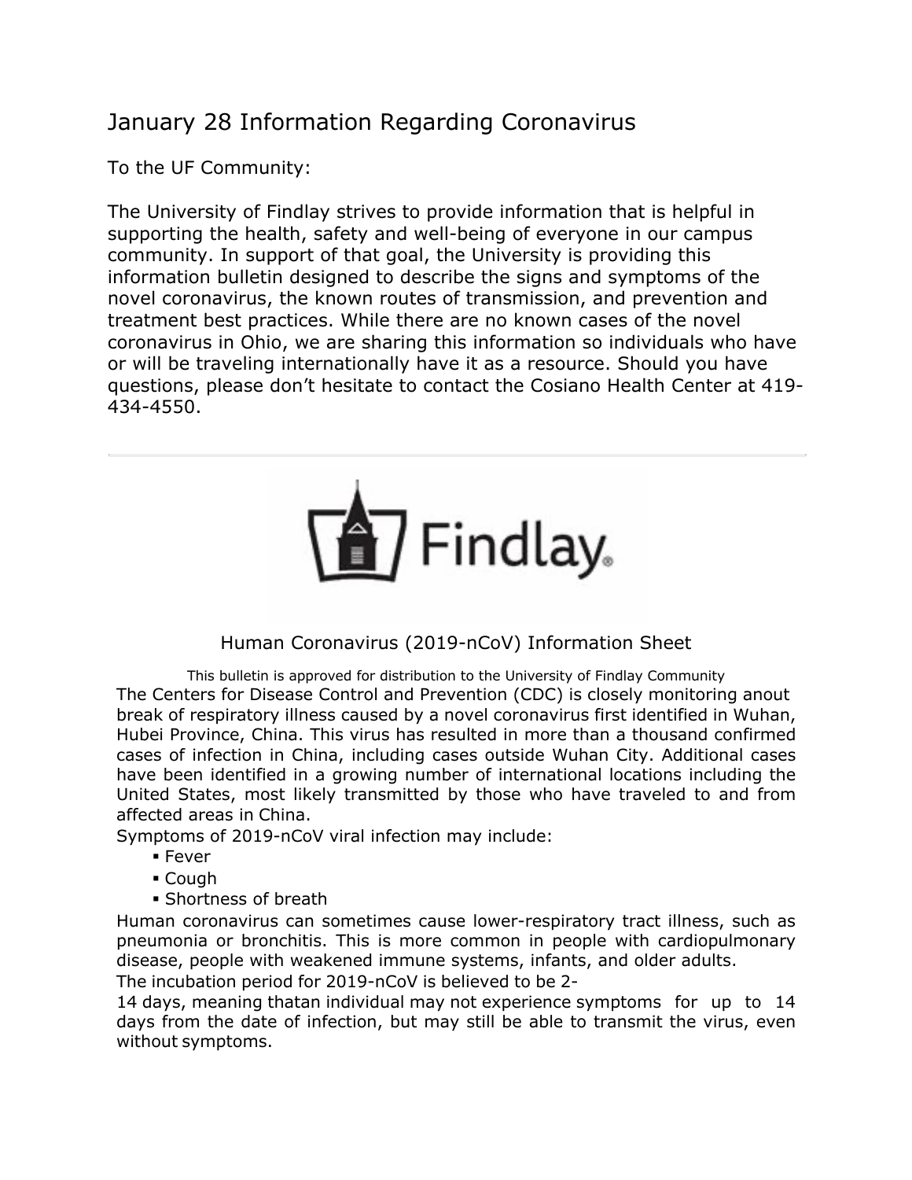# January 28 Information Regarding Coronavirus

To the UF Community:

The University of Findlay strives to provide information that is helpful in supporting the health, safety and well-being of everyone in our campus community. In support of that goal, the University is providing this information bulletin designed to describe the signs and symptoms of the novel coronavirus, the known routes of transmission, and prevention and treatment best practices. While there are no known cases of the novel coronavirus in Ohio, we are sharing this information so individuals who have or will be traveling internationally have it as a resource. Should you have questions, please don't hesitate to contact the Cosiano Health Center at 419-434-4550.

---

Findlay

## Human Coronavirus (2019-nCoV) Information Sheet

This bulletin is approved for distribution to the University of Findlay Community

The Centers for Disease Control and Prevention (CDC) is closely monitoring anout break of respiratory illness caused by a novel coronavirus first identified in Wuhan, Hubei Province, China. This virus has resulted in more than a thousand confirmed cases of infection in China, including cases outside Wuhan City. Additional cases have been identified in a growing number of international locations including the United States, most likely transmitted by those who have traveled to and from affected areas in China.

Symptoms of 2019-nCoV viral infection may include:

- Fever
- Cough
- Shortness of breath

Human coronavirus can sometimes cause lower-respiratory tract illness, such as pneumonia or bronchitis. This is more common in people with cardiopulmonary disease, people with weakened immune systems, infants, and older adults.

The incubation period for 2019-nCoV is believed to be 2-14 days, meaning thatan individual may not experience symptoms for up to 14 days from the date of infection, but may still be able to transmit the virus, even without symptoms.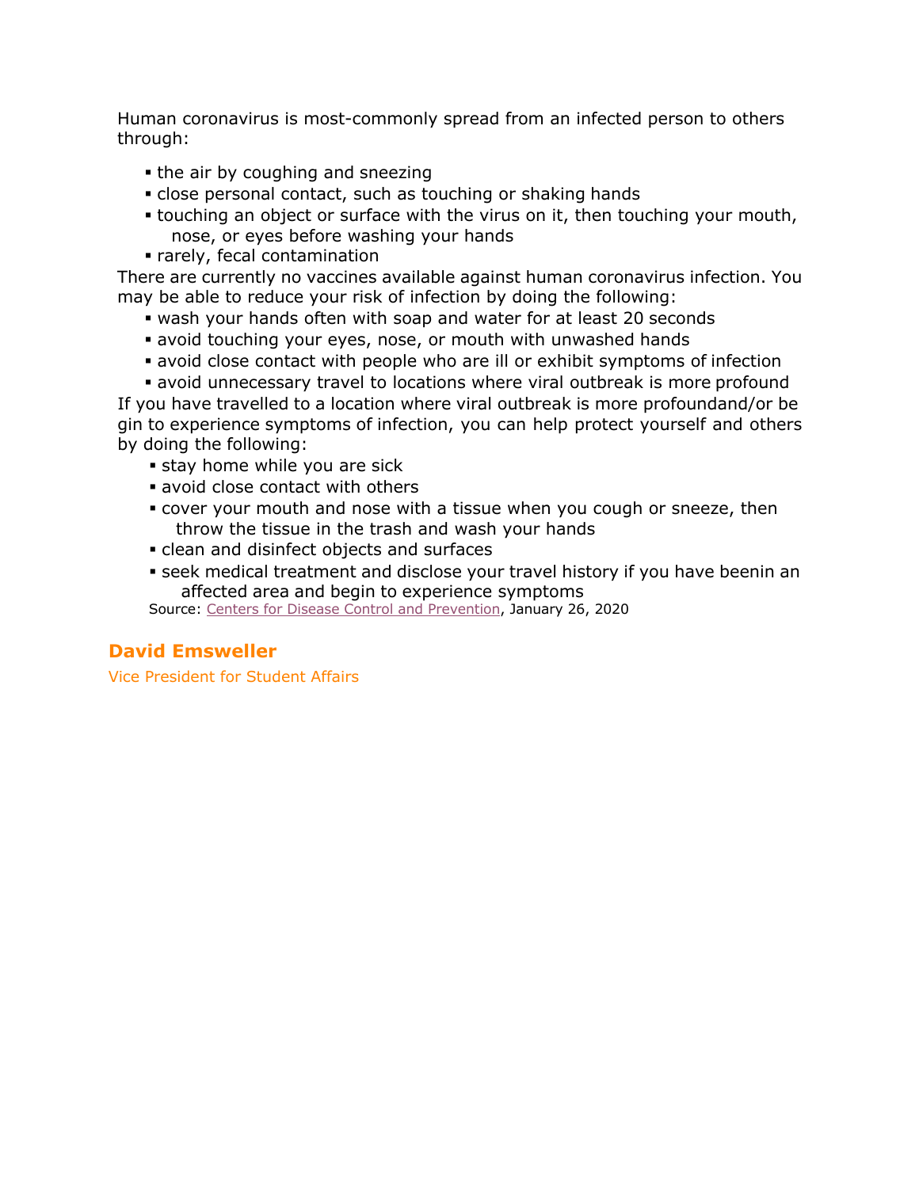Human coronavirus is most-commonly spread from an infected person to others through:

- the air by coughing and sneezing
- close personal contact, such as touching or shaking hands
- touching an object or surface with the virus on it, then touching your mouth, nose, or eyes before washing your hands
- rarely, fecal contamination

There are currently no vaccines available against human coronavirus infection. You may be able to reduce your risk of infection by doing the following:

- wash your hands often with soap and water for at least 20 seconds
- avoid touching your eyes, nose, or mouth with unwashed hands
- avoid close contact with people who are ill or exhibit symptoms of infection
- avoid unnecessary travel to locations where viral outbreak is more profound

If you have travelled to a location where viral outbreak is more profoundand/or be gin to experience symptoms of infection, you can help protect yourself and others by doing the following:

- stay home while you are sick
- avoid close contact with others
- cover your mouth and nose with a tissue when you cough or sneeze, then throw the tissue in the trash and wash your hands
- clean and disinfect objects and surfaces
- seek medical treatment and disclose your travel history if you have beenin an affected area and begin to experience symptoms

Source: Centers for Disease Control and Prevention, January 26, 2020

**David Emsweller**

Vice President for Student Affairs